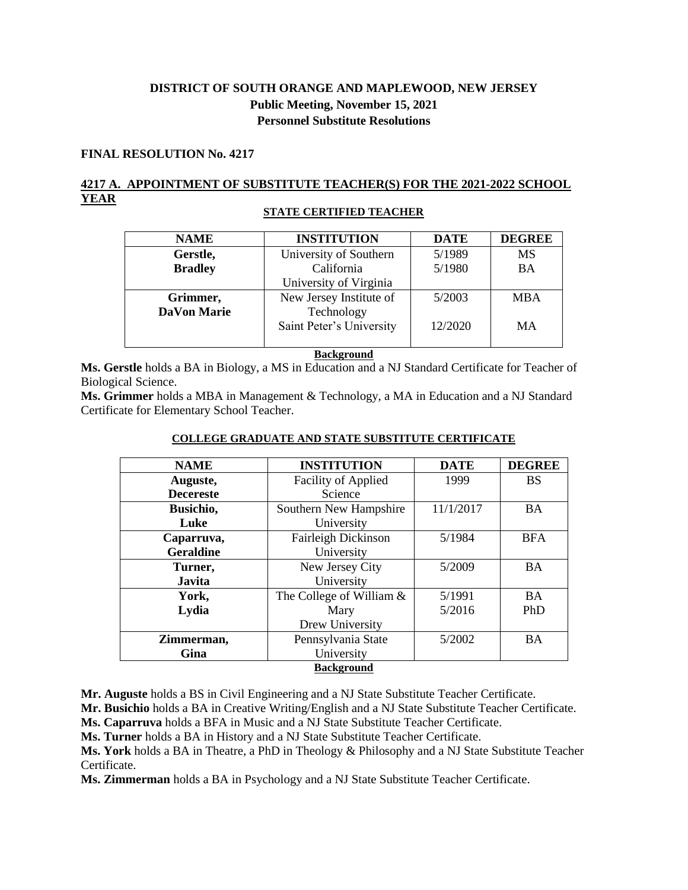**DISTRICT OF SOUTH ORANGE AND MAPLEWOOD, NEW JERSEY**
**Public Meeting, November 15, 2021**
**Personnel Substitute Resolutions**

**FINAL RESOLUTION No. 4217**

## 4217 A. APPOINTMENT OF SUBSTITUTE TEACHER(S) FOR THE 2021-2022 SCHOOL YEAR

**STATE CERTIFIED TEACHER**

| NAME | INSTITUTION | DATE | DEGREE |
|---|---|---|---|
| **Gerstle, Bradley** | University of Southern California<br>University of Virginia | 5/1989<br>5/1980 | MS<br>BA |
| **Grimmer, DaVon Marie** | New Jersey Institute of Technology<br>Saint Peter's University | 5/2003<br>12/2020 | MBA<br>MA |

**Background**

**Ms. Gerstle** holds a BA in Biology, a MS in Education and a NJ Standard Certificate for Teacher of Biological Science.
**Ms. Grimmer** holds a MBA in Management & Technology, a MA in Education and a NJ Standard Certificate for Elementary School Teacher.

**COLLEGE GRADUATE AND STATE SUBSTITUTE CERTIFICATE**

| NAME | INSTITUTION | DATE | DEGREE |
|---|---|---|---|
| **Auguste, Decereste** | Facility of Applied Science | 1999 | BS |
| **Busichio, Luke** | Southern New Hampshire University | 11/1/2017 | BA |
| **Caparruva, Geraldine** | Fairleigh Dickinson University | 5/1984 | BFA |
| **Turner, Javita** | New Jersey City University | 5/2009 | BA |
| **York, Lydia** | The College of William & Mary<br>Drew University | 5/1991<br>5/2016 | BA<br>PhD |
| **Zimmerman, Gina** | Pennsylvania State University | 5/2002 | BA |

**Background**

**Mr. Auguste** holds a BS in Civil Engineering and a NJ State Substitute Teacher Certificate.
**Mr. Busichio** holds a BA in Creative Writing/English and a NJ State Substitute Teacher Certificate.
**Ms. Caparruva** holds a BFA in Music and a NJ State Substitute Teacher Certificate.
**Ms. Turner** holds a BA in History and a NJ State Substitute Teacher Certificate.
**Ms. York** holds a BA in Theatre, a PhD in Theology & Philosophy and a NJ State Substitute Teacher Certificate.
**Ms. Zimmerman** holds a BA in Psychology and a NJ State Substitute Teacher Certificate.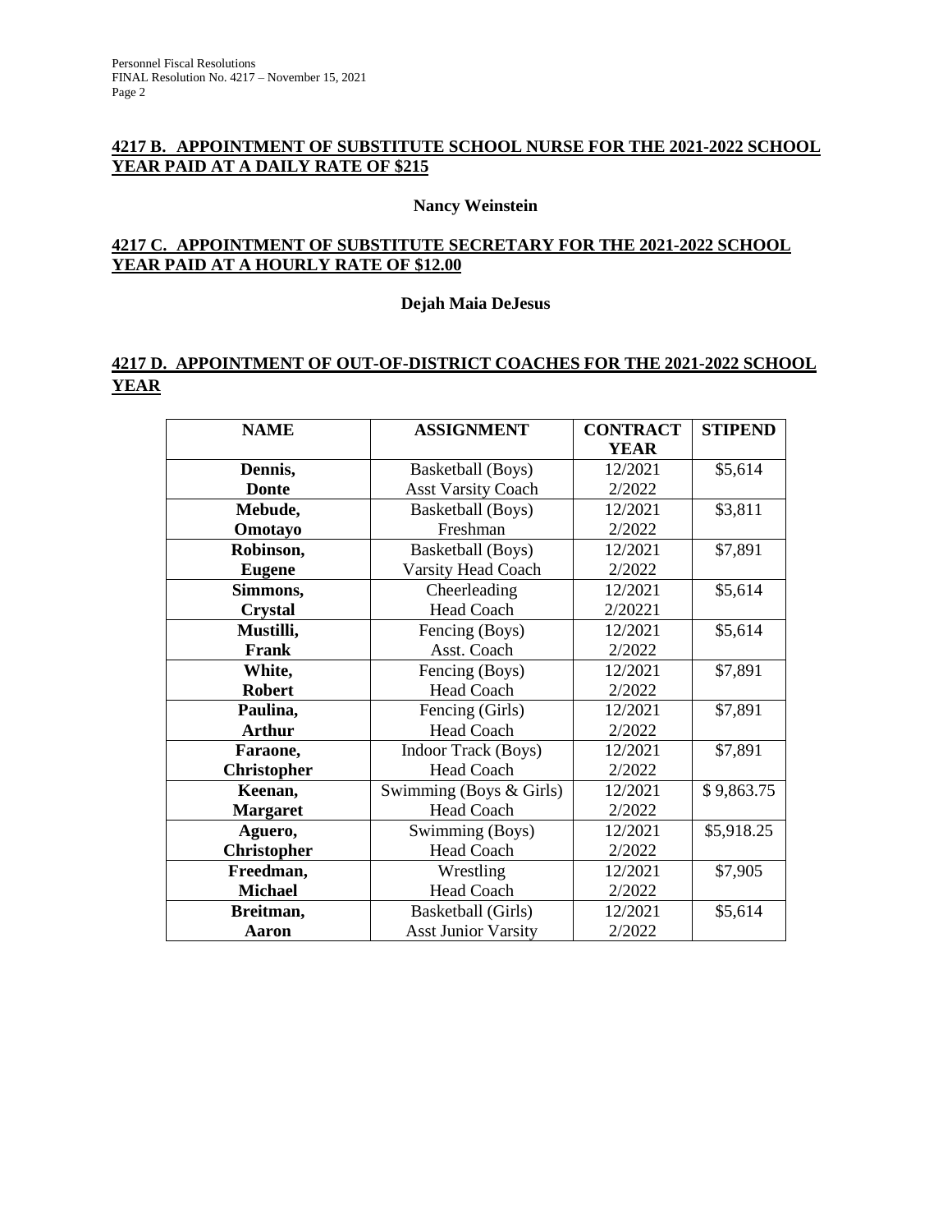## 4217 B. APPOINTMENT OF SUBSTITUTE SCHOOL NURSE FOR THE 2021-2022 SCHOOL YEAR PAID AT A DAILY RATE OF $215

**Nancy Weinstein**

## 4217 C. APPOINTMENT OF SUBSTITUTE SECRETARY FOR THE 2021-2022 SCHOOL YEAR PAID AT A HOURLY RATE OF $12.00

**Dejah Maia DeJesus**

## 4217 D. APPOINTMENT OF OUT-OF-DISTRICT COACHES FOR THE 2021-2022 SCHOOL YEAR

| NAME | ASSIGNMENT | CONTRACT YEAR | STIPEND |
|---|---|---|---|
| **Dennis, Donte** | Basketball (Boys) Asst Varsity Coach | 12/2021 2/2022 | $5,614 |
| **Mebude, Omotayo** | Basketball (Boys) Freshman | 12/2021 2/2022 | $3,811 |
| **Robinson, Eugene** | Basketball (Boys) Varsity Head Coach | 12/2021 2/2022 | $7,891 |
| **Simmons, Crystal** | Cheerleading Head Coach | 12/2021 2/20221 | $5,614 |
| **Mustilli, Frank** | Fencing (Boys) Asst. Coach | 12/2021 2/2022 | $5,614 |
| **White, Robert** | Fencing (Boys) Head Coach | 12/2021 2/2022 | $7,891 |
| **Paulina, Arthur** | Fencing (Girls) Head Coach | 12/2021 2/2022 | $7,891 |
| **Faraone, Christopher** | Indoor Track (Boys) Head Coach | 12/2021 2/2022 | $7,891 |
| **Keenan, Margaret** | Swimming (Boys & Girls) Head Coach | 12/2021 2/2022 | $ 9,863.75 |
| **Aguero, Christopher** | Swimming (Boys) Head Coach | 12/2021 2/2022 | $5,918.25 |
| **Freedman, Michael** | Wrestling Head Coach | 12/2021 2/2022 | $7,905 |
| **Breitman, Aaron** | Basketball (Girls) Asst Junior Varsity | 12/2021 2/2022 | $5,614 |